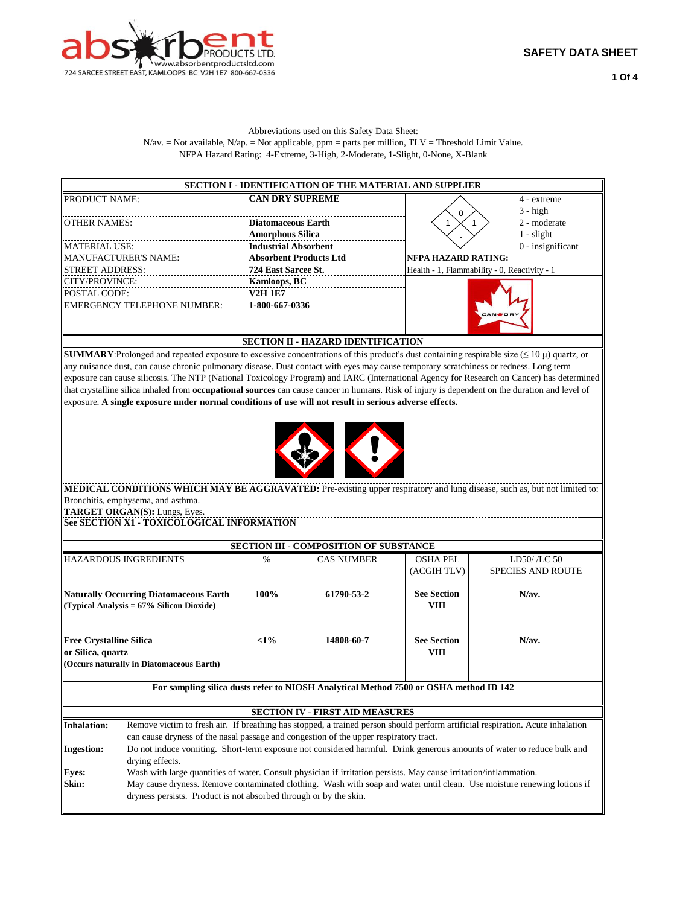724 SARCEE STREET EAST, KAMLOOPS BC V2H 1E7 800-667-0336

**SAFETY DATA SHEET**

Abbreviations used on this Safety Data Sheet:
N/av. = Not available, N/ap. = Not applicable, ppm = parts per million, TLV = Threshold Limit Value.
NFPA Hazard Rating: 4-Extreme, 3-High, 2-Moderate, 1-Slight, 0-None, X-Blank

## SECTION I - IDENTIFICATION OF THE MATERIAL AND SUPPLIER

| | |
|---|---|
| PRODUCT NAME: | **CAN DRY SUPREME** |
| OTHER NAMES: | **Diatomaceous Earth** **Amorphous Silica** |
| MATERIAL USE: | **Industrial Absorbent** |
| MANUFACTURER'S NAME: | **Absorbent Products Ltd** |
| STREET ADDRESS: | **724 East Sarcee St.** |
| CITY/PROVINCE: | **Kamloops, BC** |
| POSTAL CODE: | **V2H 1E7** |
| EMERGENCY TELEPHONE NUMBER: | **1-800-667-0336** |

4 - extreme
3 - high
2 - moderate
1 - slight
0 - insignificant

**NFPA HAZARD RATING:**
Health - 1, Flammability - 0, Reactivity - 1

## SECTION II - HAZARD IDENTIFICATION

**SUMMARY**:Prolonged and repeated exposure to excessive concentrations of this product's dust containing respirable size (≤ 10 µ) quartz, or any nuisance dust, can cause chronic pulmonary disease. Dust contact with eyes may cause temporary scratchiness or redness. Long term exposure can cause silicosis. The NTP (National Toxicology Program) and IARC (International Agency for Research on Cancer) has determined that crystalline silica inhaled from **occupational sources** can cause cancer in humans. Risk of injury is dependent on the duration and level of exposure. **A single exposure under normal conditions of use will not result in serious adverse effects.**

**MEDICAL CONDITIONS WHICH MAY BE AGGRAVATED:** Pre-existing upper respiratory and lung disease, such as, but not limited to: Bronchitis, emphysema, and asthma.

**TARGET ORGAN(S):** Lungs, Eyes.

**See SECTION X1 - TOXICOLOGICAL INFORMATION**

## SECTION III - COMPOSITION OF SUBSTANCE

| HAZARDOUS INGREDIENTS | % | CAS NUMBER | OSHA PEL (ACGIH TLV) | LD50/ /LC 50 SPECIES AND ROUTE |
|---|---|---|---|---|
| **Naturally Occurring Diatomaceous Earth (Typical Analysis = 67% Silicon Dioxide)** | **100%** | **61790-53-2** | **See Section VIII** | **N/av.** |
| **Free Crystalline Silica or Silica, quartz (Occurs naturally in Diatomaceous Earth)** | **<1%** | **14808-60-7** | **See Section VIII** | **N/av.** |

**For sampling silica dusts refer to NIOSH Analytical Method 7500 or OSHA method ID 142**

## SECTION IV - FIRST AID MEASURES

**Inhalation:** Remove victim to fresh air. If breathing has stopped, a trained person should perform artificial respiration. Acute inhalation can cause dryness of the nasal passage and congestion of the upper respiratory tract.

**Ingestion:** Do not induce vomiting. Short-term exposure not considered harmful. Drink generous amounts of water to reduce bulk and drying effects.

**Eyes:** Wash with large quantities of water. Consult physician if irritation persists. May cause irritation/inflammation.

**Skin:** May cause dryness. Remove contaminated clothing. Wash with soap and water until clean. Use moisture renewing lotions if dryness persists. Product is not absorbed through or by the skin.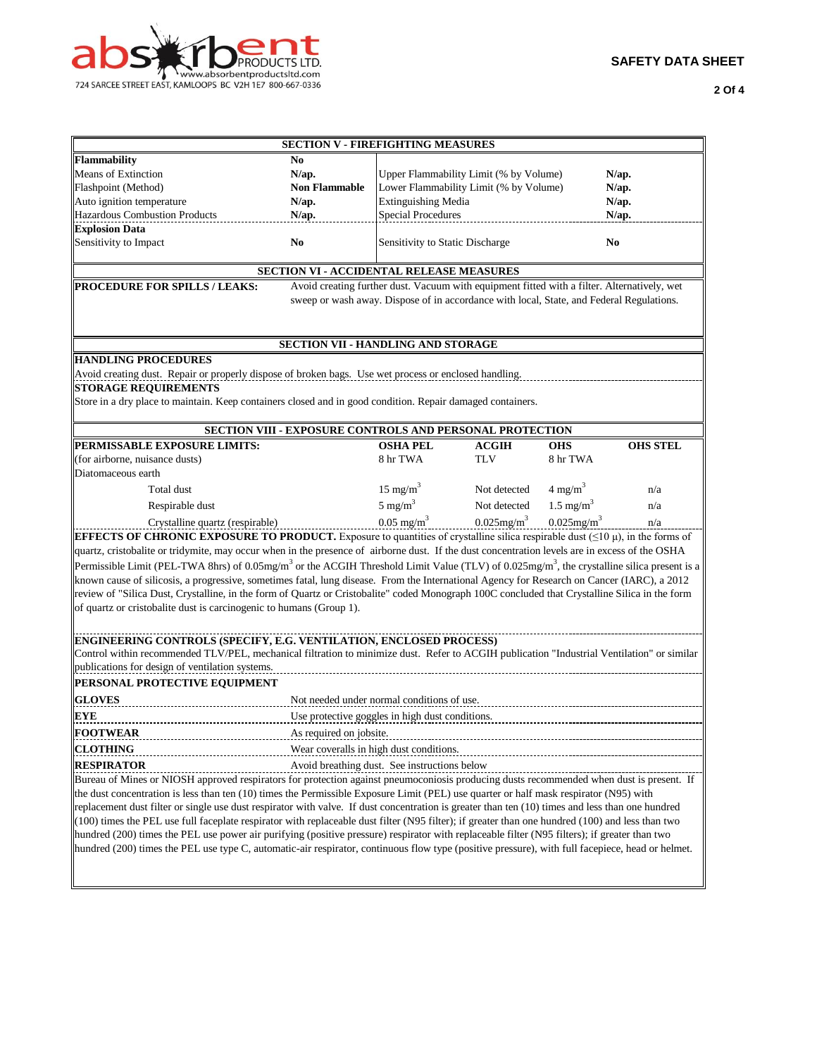## SECTION V - FIREFIGHTING MEASURES

| | | | |
|---|---|---|---|
| **Flammability** | **No** | | |
| Means of Extinction | **N/ap.** | Upper Flammability Limit (% by Volume) | **N/ap.** |
| Flashpoint (Method) | **Non Flammable** | Lower Flammability Limit (% by Volume) | **N/ap.** |
| Auto ignition temperature | **N/ap.** | Extinguishing Media | **N/ap.** |
| Hazardous Combustion Products | **N/ap.** | Special Procedures | **N/ap.** |
| **Explosion Data** | | | |
| Sensitivity to Impact | **No** | Sensitivity to Static Discharge | **No** |

## SECTION VI - ACCIDENTAL RELEASE MEASURES

**PROCEDURE FOR SPILLS / LEAKS:** Avoid creating further dust. Vacuum with equipment fitted with a filter. Alternatively, wet sweep or wash away. Dispose of in accordance with local, State, and Federal Regulations.

## SECTION VII - HANDLING AND STORAGE

**HANDLING PROCEDURES**

Avoid creating dust. Repair or properly dispose of broken bags. Use wet process or enclosed handling.

**STORAGE REQUIREMENTS**

Store in a dry place to maintain. Keep containers closed and in good condition. Repair damaged containers.

## SECTION VIII - EXPOSURE CONTROLS AND PERSONAL PROTECTION

| **PERMISSABLE EXPOSURE LIMITS:** | **OSHA PEL** | **ACGIH** | **OHS** | **OHS STEL** |
|---|---|---|---|---|
| (for airborne, nuisance dusts) | 8 hr TWA | TLV | 8 hr TWA | |
| Diatomaceous earth | | | | |
| Total dust | 15 mg/m$^3$ | Not detected | 4 mg/m$^3$ | n/a |
| Respirable dust | 5 mg/m$^3$ | Not detected | 1.5 mg/m$^3$ | n/a |
| Crystalline quartz (respirable) | 0.05 mg/m$^3$ | 0.025mg/m$^3$ | 0.025mg/m$^3$ | n/a |

**EFFECTS OF CHRONIC EXPOSURE TO PRODUCT.** Exposure to quantities of crystalline silica respirable dust (≤10 µ), in the forms of quartz, cristobalite or tridymite, may occur when in the presence of airborne dust. If the dust concentration levels are in excess of the OSHA Permissible Limit (PEL-TWA 8hrs) of 0.05mg/m$^3$ or the ACGIH Threshold Limit Value (TLV) of 0.025mg/m$^3$, the crystalline silica present is a known cause of silicosis, a progressive, sometimes fatal, lung disease. From the International Agency for Research on Cancer (IARC), a 2012 review of "Silica Dust, Crystalline, in the form of Quartz or Cristobalite" coded Monograph 100C concluded that Crystalline Silica in the form of quartz or cristobalite dust is carcinogenic to humans (Group 1).

**ENGINEERING CONTROLS (SPECIFY, E.G. VENTILATION, ENCLOSED PROCESS)**

Control within recommended TLV/PEL, mechanical filtration to minimize dust. Refer to ACGIH publication "Industrial Ventilation" or similar publications for design of ventilation systems.

**PERSONAL PROTECTIVE EQUIPMENT**

| | |
|---|---|
| **GLOVES** | Not needed under normal conditions of use. |
| **EYE** | Use protective goggles in high dust conditions. |
| **FOOTWEAR** | As required on jobsite. |
| **CLOTHING** | Wear coveralls in high dust conditions. |
| **RESPIRATOR** | Avoid breathing dust. See instructions below |

Bureau of Mines or NIOSH approved respirators for protection against pneumoconiosis producing dusts recommended when dust is present. If the dust concentration is less than ten (10) times the Permissible Exposure Limit (PEL) use quarter or half mask respirator (N95) with replacement dust filter or single use dust respirator with valve. If dust concentration is greater than ten (10) times and less than one hundred (100) times the PEL use full faceplate respirator with replaceable dust filter (N95 filter); if greater than one hundred (100) and less than two hundred (200) times the PEL use power air purifying (positive pressure) respirator with replaceable filter (N95 filters); if greater than two hundred (200) times the PEL use type C, automatic-air respirator, continuous flow type (positive pressure), with full facepiece, head or helmet.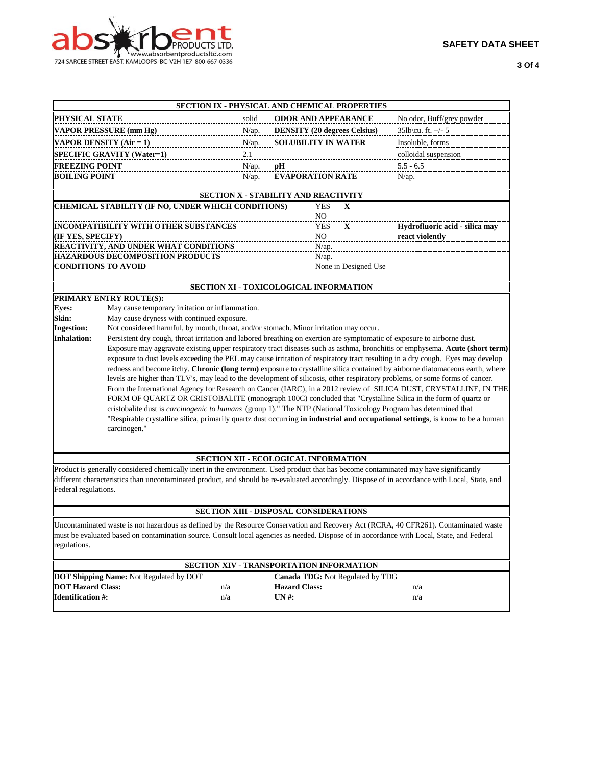## SECTION IX - PHYSICAL AND CHEMICAL PROPERTIES

| | | | |
|---|---|---|---|
| **PHYSICAL STATE** | solid | **ODOR AND APPEARANCE** | No odor, Buff/grey powder |
| **VAPOR PRESSURE (mm Hg)** | N/ap. | **DENSITY (20 degrees Celsius)** | 35lb\cu. ft. +/- 5 |
| **VAPOR DENSITY (Air = 1)** | N/ap. | **SOLUBILITY IN WATER** | Insoluble, forms |
| **SPECIFIC GRAVITY (Water=1)** | 2.1 | | colloidal suspension |
| **FREEZING POINT** | N/ap. | **pH** | 5.5 - 6.5 |
| **BOILING POINT** | N/ap. | **EVAPORATION RATE** | N/ap. |

## SECTION X - STABILITY AND REACTIVITY

| | | |
|---|---|---|
| **CHEMICAL STABILITY (IF NO, UNDER WHICH CONDITIONS)** | YES **X**<br>NO | |
| **INCOMPATIBILITY WITH OTHER SUBSTANCES (IF YES, SPECIFY)** | YES **X**<br>NO | **Hydrofluoric acid - silica may react violently** |
| **REACTIVITY, AND UNDER WHAT CONDITIONS** | N/ap. | |
| **HAZARDOUS DECOMPOSITION PRODUCTS** | N/ap. | |
| **CONDITIONS TO AVOID** | None in Designed Use | |

## SECTION XI - TOXICOLOGICAL INFORMATION

**PRIMARY ENTRY ROUTE(S):**

**Eyes:** May cause temporary irritation or inflammation.

**Skin:** May cause dryness with continued exposure.

**Ingestion:** Not considered harmful, by mouth, throat, and/or stomach. Minor irritation may occur.

**Inhalation:** Persistent dry cough, throat irritation and labored breathing on exertion are symptomatic of exposure to airborne dust. Exposure may aggravate existing upper respiratory tract diseases such as asthma, bronchitis or emphysema. **Acute (short term)** exposure to dust levels exceeding the PEL may cause irritation of respiratory tract resulting in a dry cough. Eyes may develop redness and become itchy. **Chronic (long term)** exposure to crystalline silica contained by airborne diatomaceous earth, where levels are higher than TLV's, may lead to the development of silicosis, other respiratory problems, or some forms of cancer. From the International Agency for Research on Cancer (IARC), in a 2012 review of SILICA DUST, CRYSTALLINE, IN THE FORM OF QUARTZ OR CRISTOBALITE (monograph 100C) concluded that "Crystalline Silica in the form of quartz or cristobalite dust is *carcinogenic to humans* (group 1)." The NTP (National Toxicology Program has determined that "Respirable crystalline silica, primarily quartz dust occurring **in industrial and occupational settings**, is know to be a human carcinogen."

## SECTION XII - ECOLOGICAL INFORMATION

Product is generally considered chemically inert in the environment. Used product that has become contaminated may have significantly different characteristics than uncontaminated product, and should be re-evaluated accordingly. Dispose of in accordance with Local, State, and Federal regulations.

## SECTION XIII - DISPOSAL CONSIDERATIONS

Uncontaminated waste is not hazardous as defined by the Resource Conservation and Recovery Act (RCRA, 40 CFR261). Contaminated waste must be evaluated based on contamination source. Consult local agencies as needed. Dispose of in accordance with Local, State, and Federal regulations.

## SECTION XIV - TRANSPORTATION INFORMATION

| | | | |
|---|---|---|---|
| **DOT Shipping Name:** Not Regulated by DOT | | **Canada TDG:** Not Regulated by TDG | |
| **DOT Hazard Class:** | n/a | **Hazard Class:** | n/a |
| **Identification #:** | n/a | **UN #:** | n/a |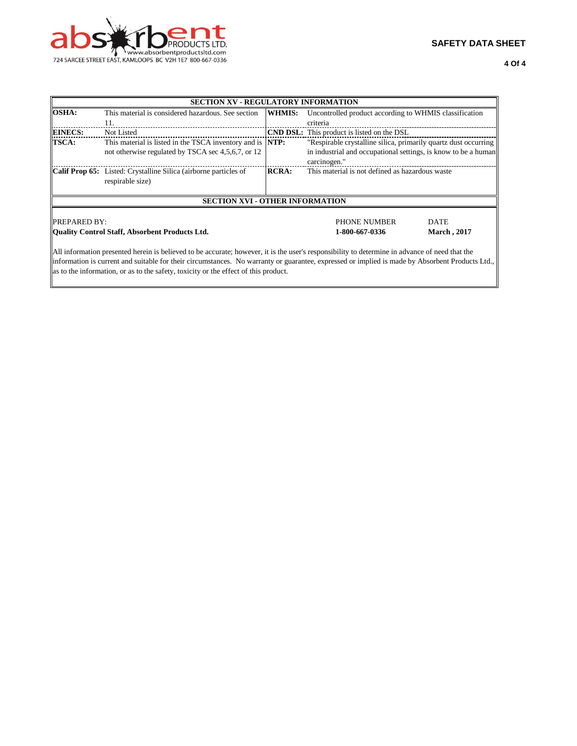## SECTION XV - REGULATORY INFORMATION

| | | | |
|---|---|---|---|
| **OSHA:** | This material is considered hazardous. See section 11. | **WHMIS:** | Uncontrolled product according to WHMIS classification criteria |
| **EINECS:** | Not Listed | **CND DSL:** | This product is listed on the DSL |
| **TSCA:** | This material is listed in the TSCA inventory and is not otherwise regulated by TSCA sec 4,5,6,7, or 12 | **NTP:** | "Respirable crystalline silica, primarily quartz dust occurring in industrial and occupational settings, is know to be a human carcinogen." |
| **Calif Prop 65:** | Listed: Crystalline Silica (airborne particles of respirable size) | **RCRA:** | This material is not defined as hazardous waste |

## SECTION XVI - OTHER INFORMATION

| PREPARED BY: | PHONE NUMBER | DATE |
|---|---|---|
| **Quality Control Staff, Absorbent Products Ltd.** | **1-800-667-0336** | **March , 2017** |

All information presented herein is believed to be accurate; however, it is the user's responsibility to determine in advance of need that the information is current and suitable for their circumstances. No warranty or guarantee, expressed or implied is made by Absorbent Products Ltd., as to the information, or as to the safety, toxicity or the effect of this product.